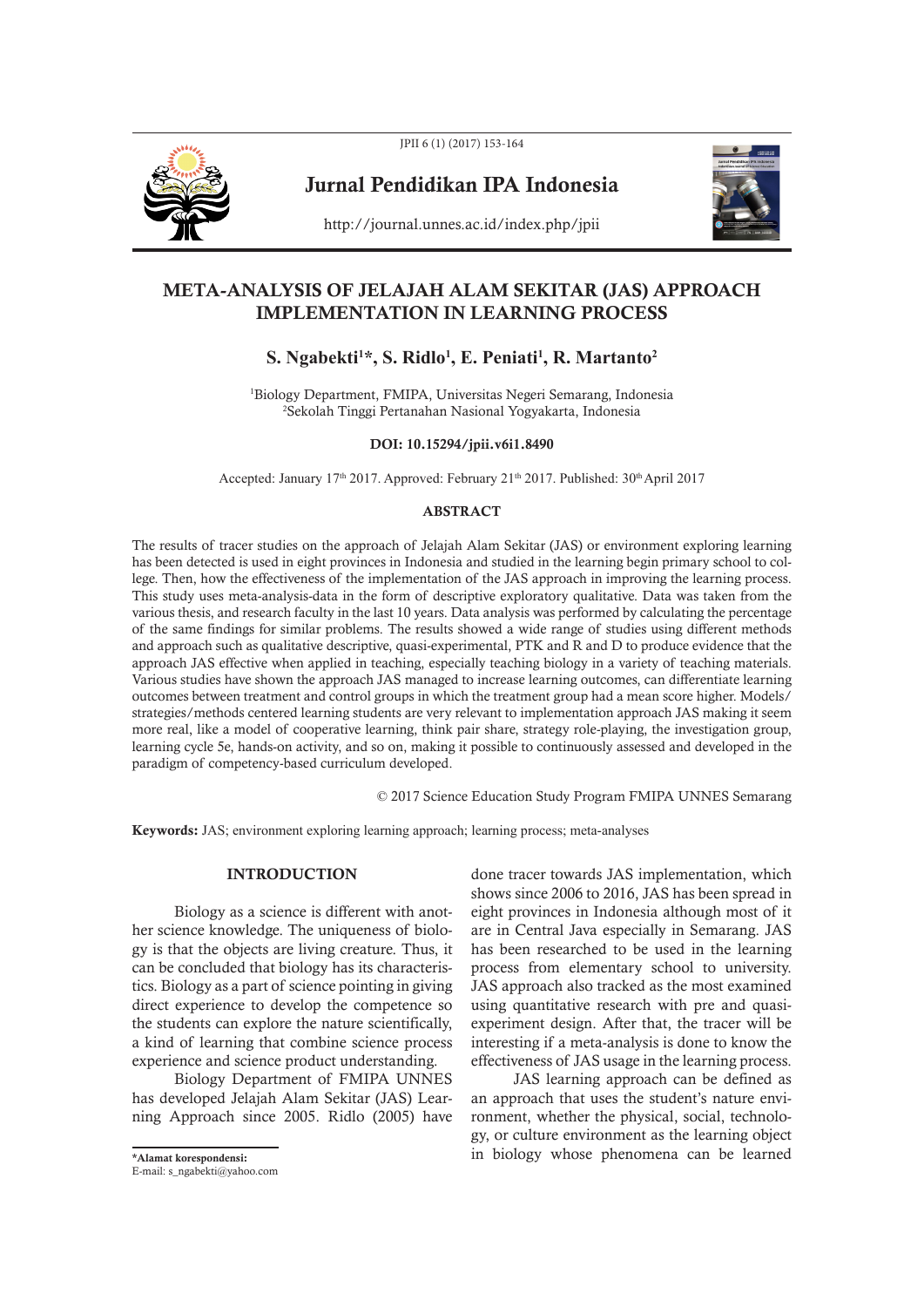Jurnal Pendidikan IPA Indonesia

http://journal.unnes.ac.id/index.php/jpii

# META-ANALYSIS OF JELAJAH ALAM SEKITAR (JAS) APPROACH IMPLEMENTATION IN LEARNING PROCESS

**S. Ngabekti[1]*, S. Ridlo[1], E. Peniati[1], R. Martanto[2]**

[1]Biology Department, FMIPA, Universitas Negeri Semarang, Indonesia
[2]Sekolah Tinggi Pertanahan Nasional Yogyakarta, Indonesia

**DOI: 10.15294/jpii.v6i1.8490**

Accepted: January 17th 2017. Approved: February 21th 2017. Published: 30th April 2017

## ABSTRACT

The results of tracer studies on the approach of Jelajah Alam Sekitar (JAS) or environment exploring learning has been detected is used in eight provinces in Indonesia and studied in the learning begin primary school to college. Then, how the effectiveness of the implementation of the JAS approach in improving the learning process. This study uses meta-analysis-data in the form of descriptive exploratory qualitative. Data was taken from the various thesis, and research faculty in the last 10 years. Data analysis was performed by calculating the percentage of the same findings for similar problems. The results showed a wide range of studies using different methods and approach such as qualitative descriptive, quasi-experimental, PTK and R and D to produce evidence that the approach JAS effective when applied in teaching, especially teaching biology in a variety of teaching materials. Various studies have shown the approach JAS managed to increase learning outcomes, can differentiate learning outcomes between treatment and control groups in which the treatment group had a mean score higher. Models/strategies/methods centered learning students are very relevant to implementation approach JAS making it seem more real, like a model of cooperative learning, think pair share, strategy role-playing, the investigation group, learning cycle 5e, hands-on activity, and so on, making it possible to continuously assessed and developed in the paradigm of competency-based curriculum developed.

© 2017 Science Education Study Program FMIPA UNNES Semarang

**Keywords:** JAS; environment exploring learning approach; learning process; meta-analyses

## INTRODUCTION

Biology as a science is different with another science knowledge. The uniqueness of biology is that the objects are living creature. Thus, it can be concluded that biology has its characteristics. Biology as a part of science pointing in giving direct experience to develop the competence so the students can explore the nature scientifically, a kind of learning that combine science process experience and science product understanding.

Biology Department of FMIPA UNNES has developed Jelajah Alam Sekitar (JAS) Learning Approach since 2005. Ridlo (2005) have done tracer towards JAS implementation, which shows since 2006 to 2016, JAS has been spread in eight provinces in Indonesia although most of it are in Central Java especially in Semarang. JAS has been researched to be used in the learning process from elementary school to university. JAS approach also tracked as the most examined using quantitative research with pre and quasi-experiment design. After that, the tracer will be interesting if a meta-analysis is done to know the effectiveness of JAS usage in the learning process.

JAS learning approach can be defined as an approach that uses the student's nature environment, whether the physical, social, technology, or culture environment as the learning object in biology whose phenomena can be learned

*Alamat korespondensi:
E-mail: s_ngabekti@yahoo.com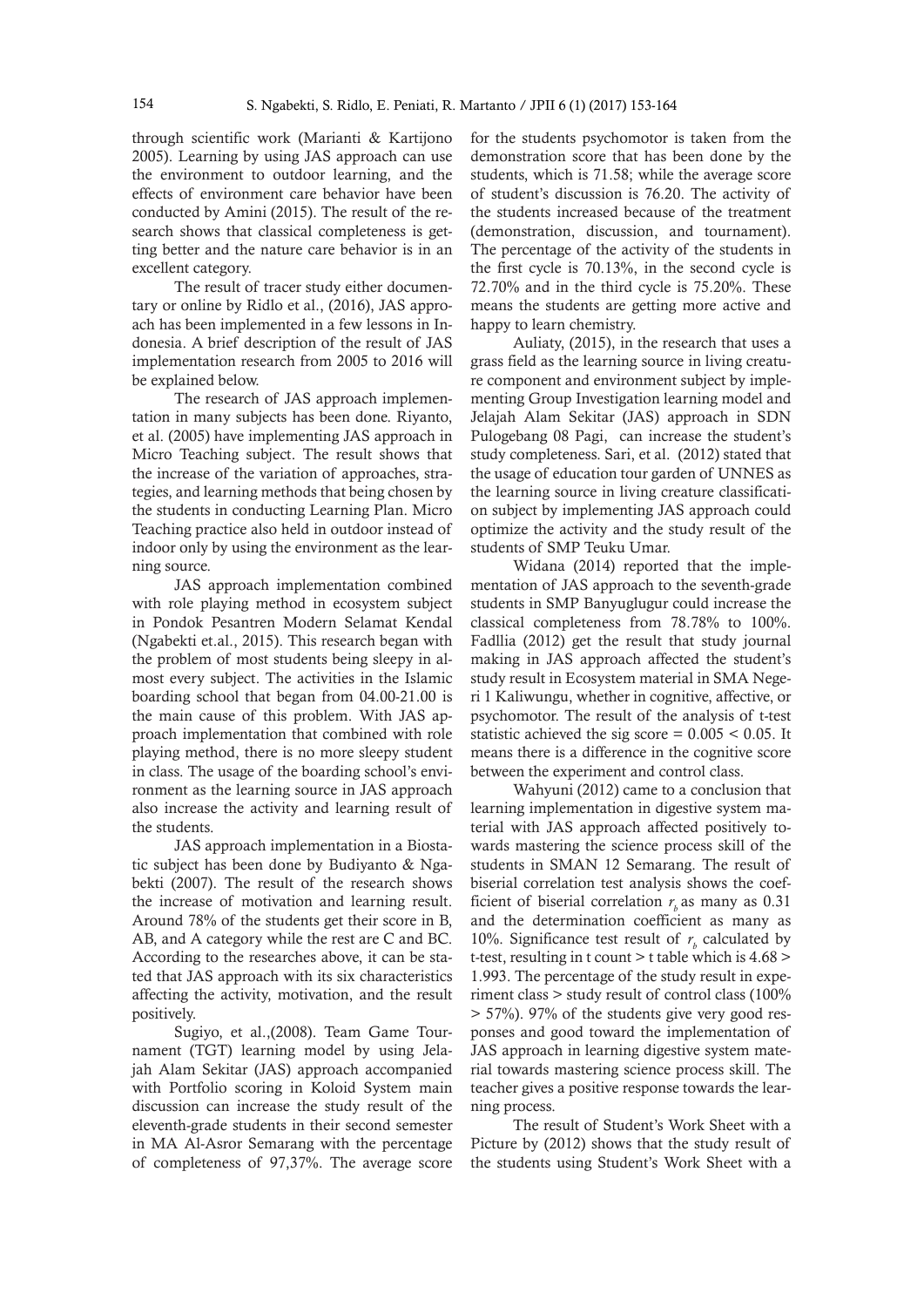through scientific work (Marianti & Kartijono 2005). Learning by using JAS approach can use the environment to outdoor learning, and the effects of environment care behavior have been conducted by Amini (2015). The result of the research shows that classical completeness is getting better and the nature care behavior is in an excellent category.

The result of tracer study either documentary or online by Ridlo et al., (2016), JAS approach has been implemented in a few lessons in Indonesia. A brief description of the result of JAS implementation research from 2005 to 2016 will be explained below.

The research of JAS approach implementation in many subjects has been done. Riyanto, et al. (2005) have implementing JAS approach in Micro Teaching subject. The result shows that the increase of the variation of approaches, strategies, and learning methods that being chosen by the students in conducting Learning Plan. Micro Teaching practice also held in outdoor instead of indoor only by using the environment as the learning source.

JAS approach implementation combined with role playing method in ecosystem subject in Pondok Pesantren Modern Selamat Kendal (Ngabekti et.al., 2015). This research began with the problem of most students being sleepy in almost every subject. The activities in the Islamic boarding school that began from 04.00-21.00 is the main cause of this problem. With JAS approach implementation that combined with role playing method, there is no more sleepy student in class. The usage of the boarding school's environment as the learning source in JAS approach also increase the activity and learning result of the students.

JAS approach implementation in a Biostatic subject has been done by Budiyanto & Ngabekti (2007). The result of the research shows the increase of motivation and learning result. Around 78% of the students get their score in B, AB, and A category while the rest are C and BC. According to the researches above, it can be stated that JAS approach with its six characteristics affecting the activity, motivation, and the result positively.

Sugiyo, et al.,(2008). Team Game Tournament (TGT) learning model by using Jelajah Alam Sekitar (JAS) approach accompanied with Portfolio scoring in Koloid System main discussion can increase the study result of the eleventh-grade students in their second semester in MA Al-Asror Semarang with the percentage of completeness of 97,37%. The average score for the students psychomotor is taken from the demonstration score that has been done by the students, which is 71.58; while the average score of student's discussion is 76.20. The activity of the students increased because of the treatment (demonstration, discussion, and tournament). The percentage of the activity of the students in the first cycle is 70.13%, in the second cycle is 72.70% and in the third cycle is 75.20%. These means the students are getting more active and happy to learn chemistry.

Auliaty, (2015), in the research that uses a grass field as the learning source in living creature component and environment subject by implementing Group Investigation learning model and Jelajah Alam Sekitar (JAS) approach in SDN Pulogebang 08 Pagi, can increase the student's study completeness. Sari, et al. (2012) stated that the usage of education tour garden of UNNES as the learning source in living creature classification subject by implementing JAS approach could optimize the activity and the study result of the students of SMP Teuku Umar.

Widana (2014) reported that the implementation of JAS approach to the seventh-grade students in SMP Banyuglugur could increase the classical completeness from 78.78% to 100%. Fadllia (2012) get the result that study journal making in JAS approach affected the student's study result in Ecosystem material in SMA Negeri 1 Kaliwungu, whether in cognitive, affective, or psychomotor. The result of the analysis of t-test statistic achieved the sig score = 0.005 < 0.05. It means there is a difference in the cognitive score between the experiment and control class.

Wahyuni (2012) came to a conclusion that learning implementation in digestive system material with JAS approach affected positively towards mastering the science process skill of the students in SMAN 12 Semarang. The result of biserial correlation test analysis shows the coefficient of biserial correlation $r_b$ as many as 0.31 and the determination coefficient as many as 10%. Significance test result of $r_b$ calculated by t-test, resulting in t count > t table which is 4.68 > 1.993. The percentage of the study result in experiment class > study result of control class (100% > 57%). 97% of the students give very good responses and good toward the implementation of JAS approach in learning digestive system material towards mastering science process skill. The teacher gives a positive response towards the learning process.

The result of Student's Work Sheet with a Picture by (2012) shows that the study result of the students using Student's Work Sheet with a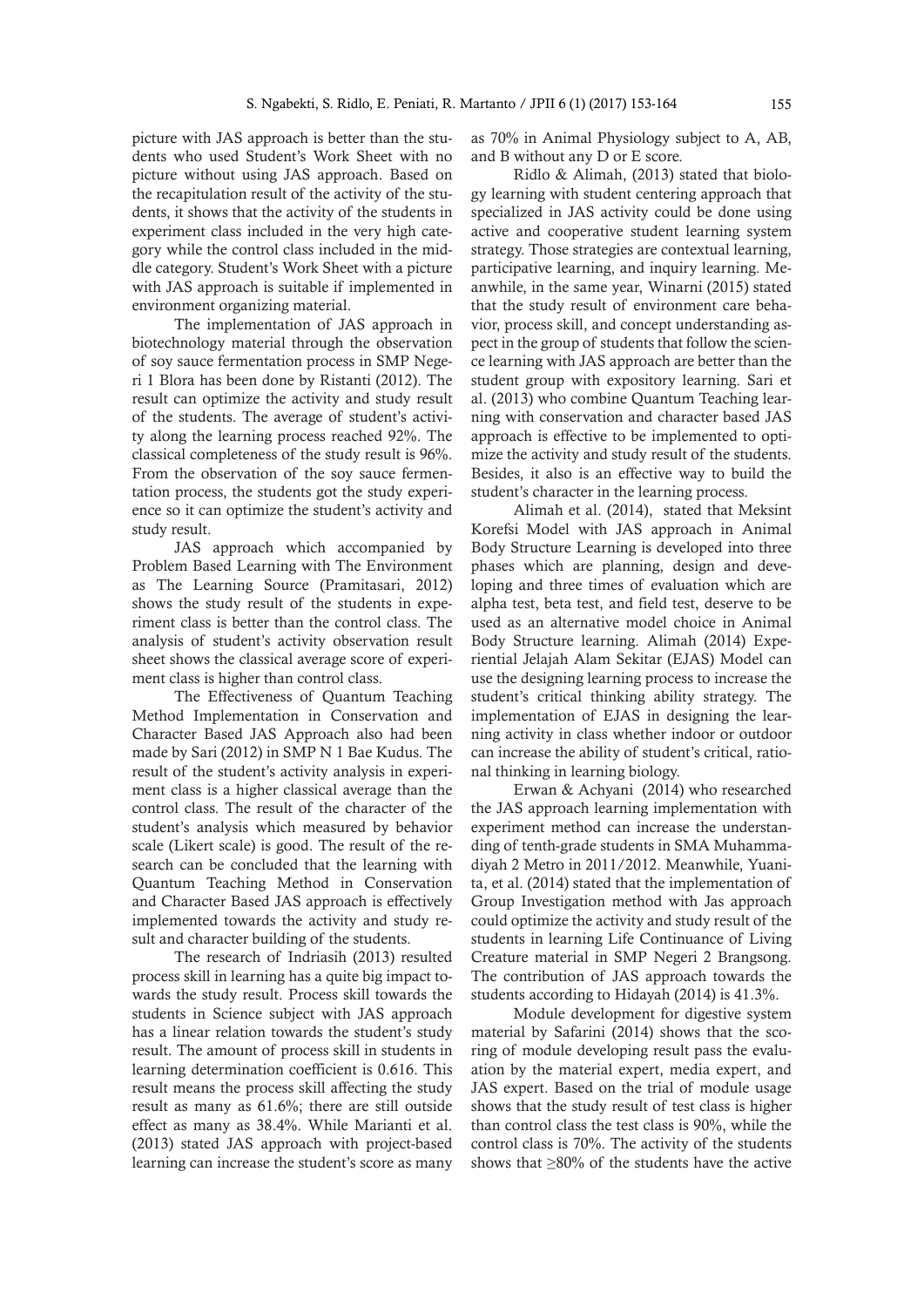picture with JAS approach is better than the students who used Student's Work Sheet with no picture without using JAS approach. Based on the recapitulation result of the activity of the students, it shows that the activity of the students in experiment class included in the very high category while the control class included in the middle category. Student's Work Sheet with a picture with JAS approach is suitable if implemented in environment organizing material.

The implementation of JAS approach in biotechnology material through the observation of soy sauce fermentation process in SMP Negeri 1 Blora has been done by Ristanti (2012). The result can optimize the activity and study result of the students. The average of student's activity along the learning process reached 92%. The classical completeness of the study result is 96%. From the observation of the soy sauce fermentation process, the students got the study experience so it can optimize the student's activity and study result.

JAS approach which accompanied by Problem Based Learning with The Environment as The Learning Source (Pramitasari, 2012) shows the study result of the students in experiment class is better than the control class. The analysis of student's activity observation result sheet shows the classical average score of experiment class is higher than control class.

The Effectiveness of Quantum Teaching Method Implementation in Conservation and Character Based JAS Approach also had been made by Sari (2012) in SMP N 1 Bae Kudus. The result of the student's activity analysis in experiment class is a higher classical average than the control class. The result of the character of the student's analysis which measured by behavior scale (Likert scale) is good. The result of the research can be concluded that the learning with Quantum Teaching Method in Conservation and Character Based JAS approach is effectively implemented towards the activity and study result and character building of the students.

The research of Indriasih (2013) resulted process skill in learning has a quite big impact towards the study result. Process skill towards the students in Science subject with JAS approach has a linear relation towards the student's study result. The amount of process skill in students in learning determination coefficient is 0.616. This result means the process skill affecting the study result as many as 61.6%; there are still outside effect as many as 38.4%. While Marianti et al. (2013) stated JAS approach with project-based learning can increase the student's score as many as 70% in Animal Physiology subject to A, AB, and B without any D or E score.

Ridlo & Alimah, (2013) stated that biology learning with student centering approach that specialized in JAS activity could be done using active and cooperative student learning system strategy. Those strategies are contextual learning, participative learning, and inquiry learning. Meanwhile, in the same year, Winarni (2015) stated that the study result of environment care behavior, process skill, and concept understanding aspect in the group of students that follow the science learning with JAS approach are better than the student group with expository learning. Sari et al. (2013) who combine Quantum Teaching learning with conservation and character based JAS approach is effective to be implemented to optimize the activity and study result of the students. Besides, it also is an effective way to build the student's character in the learning process.

Alimah et al. (2014), stated that Meksint Korefsi Model with JAS approach in Animal Body Structure Learning is developed into three phases which are planning, design and developing and three times of evaluation which are alpha test, beta test, and field test, deserve to be used as an alternative model choice in Animal Body Structure learning. Alimah (2014) Experiential Jelajah Alam Sekitar (EJAS) Model can use the designing learning process to increase the student's critical thinking ability strategy. The implementation of EJAS in designing the learning activity in class whether indoor or outdoor can increase the ability of student's critical, rational thinking in learning biology.

Erwan & Achyani (2014) who researched the JAS approach learning implementation with experiment method can increase the understanding of tenth-grade students in SMA Muhammadiyah 2 Metro in 2011/2012. Meanwhile, Yuanita, et al. (2014) stated that the implementation of Group Investigation method with Jas approach could optimize the activity and study result of the students in learning Life Continuance of Living Creature material in SMP Negeri 2 Brangsong. The contribution of JAS approach towards the students according to Hidayah (2014) is 41.3%.

Module development for digestive system material by Safarini (2014) shows that the scoring of module developing result pass the evaluation by the material expert, media expert, and JAS expert. Based on the trial of module usage shows that the study result of test class is higher than control class the test class is 90%, while the control class is 70%. The activity of the students shows that ≥80% of the students have the active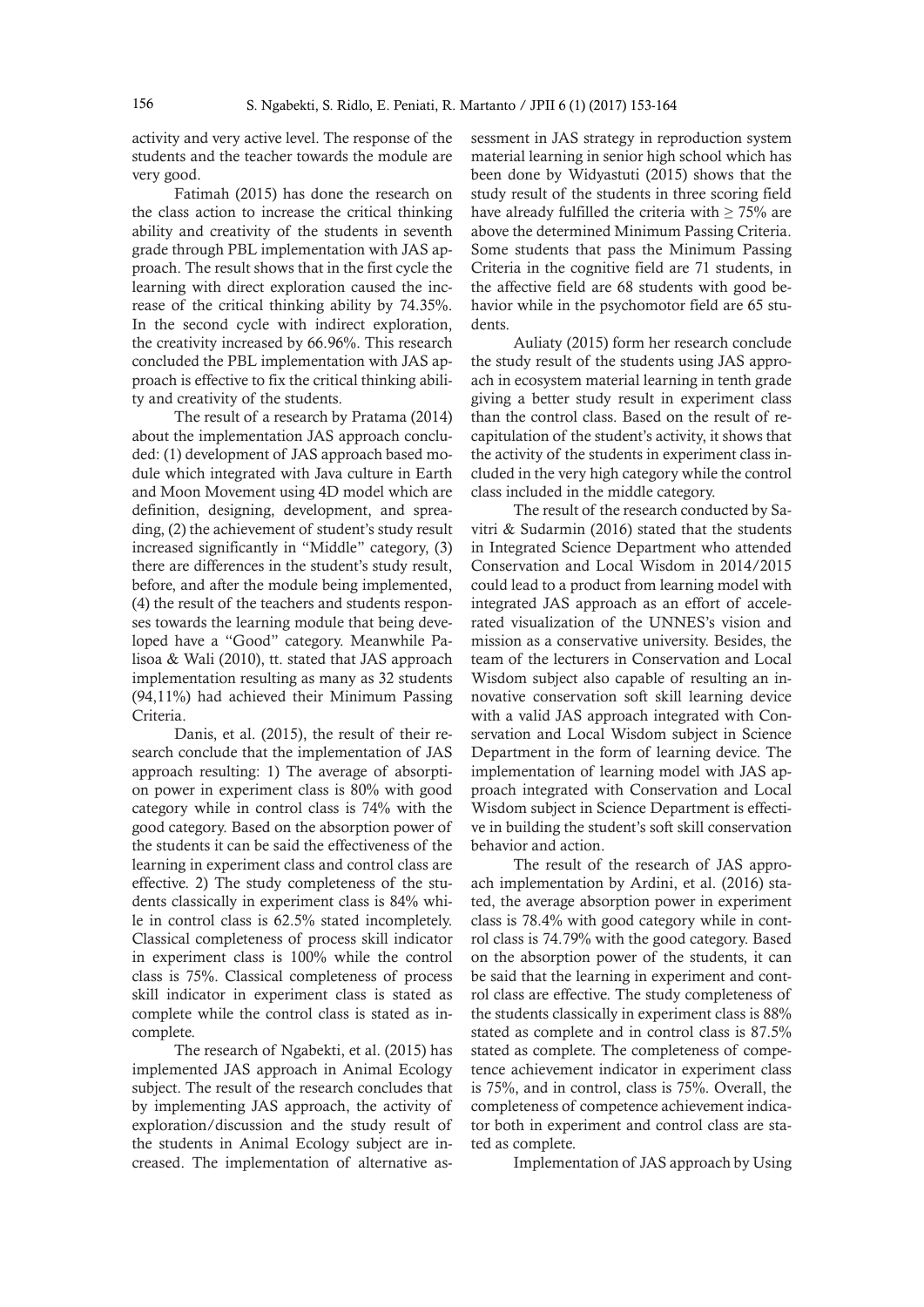activity and very active level. The response of the students and the teacher towards the module are very good.

Fatimah (2015) has done the research on the class action to increase the critical thinking ability and creativity of the students in seventh grade through PBL implementation with JAS approach. The result shows that in the first cycle the learning with direct exploration caused the increase of the critical thinking ability by 74.35%. In the second cycle with indirect exploration, the creativity increased by 66.96%. This research concluded the PBL implementation with JAS approach is effective to fix the critical thinking ability and creativity of the students.

The result of a research by Pratama (2014) about the implementation JAS approach concluded: (1) development of JAS approach based module which integrated with Java culture in Earth and Moon Movement using 4D model which are definition, designing, development, and spreading, (2) the achievement of student's study result increased significantly in "Middle" category, (3) there are differences in the student's study result, before, and after the module being implemented, (4) the result of the teachers and students responses towards the learning module that being developed have a "Good" category. Meanwhile Palisoa & Wali (2010), tt. stated that JAS approach implementation resulting as many as 32 students (94,11%) had achieved their Minimum Passing Criteria.

Danis, et al. (2015), the result of their research conclude that the implementation of JAS approach resulting: 1) The average of absorption power in experiment class is 80% with good category while in control class is 74% with the good category. Based on the absorption power of the students it can be said the effectiveness of the learning in experiment class and control class are effective. 2) The study completeness of the students classically in experiment class is 84% while in control class is 62.5% stated incompletely. Classical completeness of process skill indicator in experiment class is 100% while the control class is 75%. Classical completeness of process skill indicator in experiment class is stated as complete while the control class is stated as incomplete.

The research of Ngabekti, et al. (2015) has implemented JAS approach in Animal Ecology subject. The result of the research concludes that by implementing JAS approach, the activity of exploration/discussion and the study result of the students in Animal Ecology subject are increased. The implementation of alternative assessment in JAS strategy in reproduction system material learning in senior high school which has been done by Widyastuti (2015) shows that the study result of the students in three scoring field have already fulfilled the criteria with $\geq$ 75% are above the determined Minimum Passing Criteria. Some students that pass the Minimum Passing Criteria in the cognitive field are 71 students, in the affective field are 68 students with good behavior while in the psychomotor field are 65 students.

Auliaty (2015) form her research conclude the study result of the students using JAS approach in ecosystem material learning in tenth grade giving a better study result in experiment class than the control class. Based on the result of recapitulation of the student's activity, it shows that the activity of the students in experiment class included in the very high category while the control class included in the middle category.

The result of the research conducted by Savitri & Sudarmin (2016) stated that the students in Integrated Science Department who attended Conservation and Local Wisdom in 2014/2015 could lead to a product from learning model with integrated JAS approach as an effort of accelerated visualization of the UNNES's vision and mission as a conservative university. Besides, the team of the lecturers in Conservation and Local Wisdom subject also capable of resulting an innovative conservation soft skill learning device with a valid JAS approach integrated with Conservation and Local Wisdom subject in Science Department in the form of learning device. The implementation of learning model with JAS approach integrated with Conservation and Local Wisdom subject in Science Department is effective in building the student's soft skill conservation behavior and action.

The result of the research of JAS approach implementation by Ardini, et al. (2016) stated, the average absorption power in experiment class is 78.4% with good category while in control class is 74.79% with the good category. Based on the absorption power of the students, it can be said that the learning in experiment and control class are effective. The study completeness of the students classically in experiment class is 88% stated as complete and in control class is 87.5% stated as complete. The completeness of competence achievement indicator in experiment class is 75%, and in control, class is 75%. Overall, the completeness of competence achievement indicator both in experiment and control class are stated as complete.

Implementation of JAS approach by Using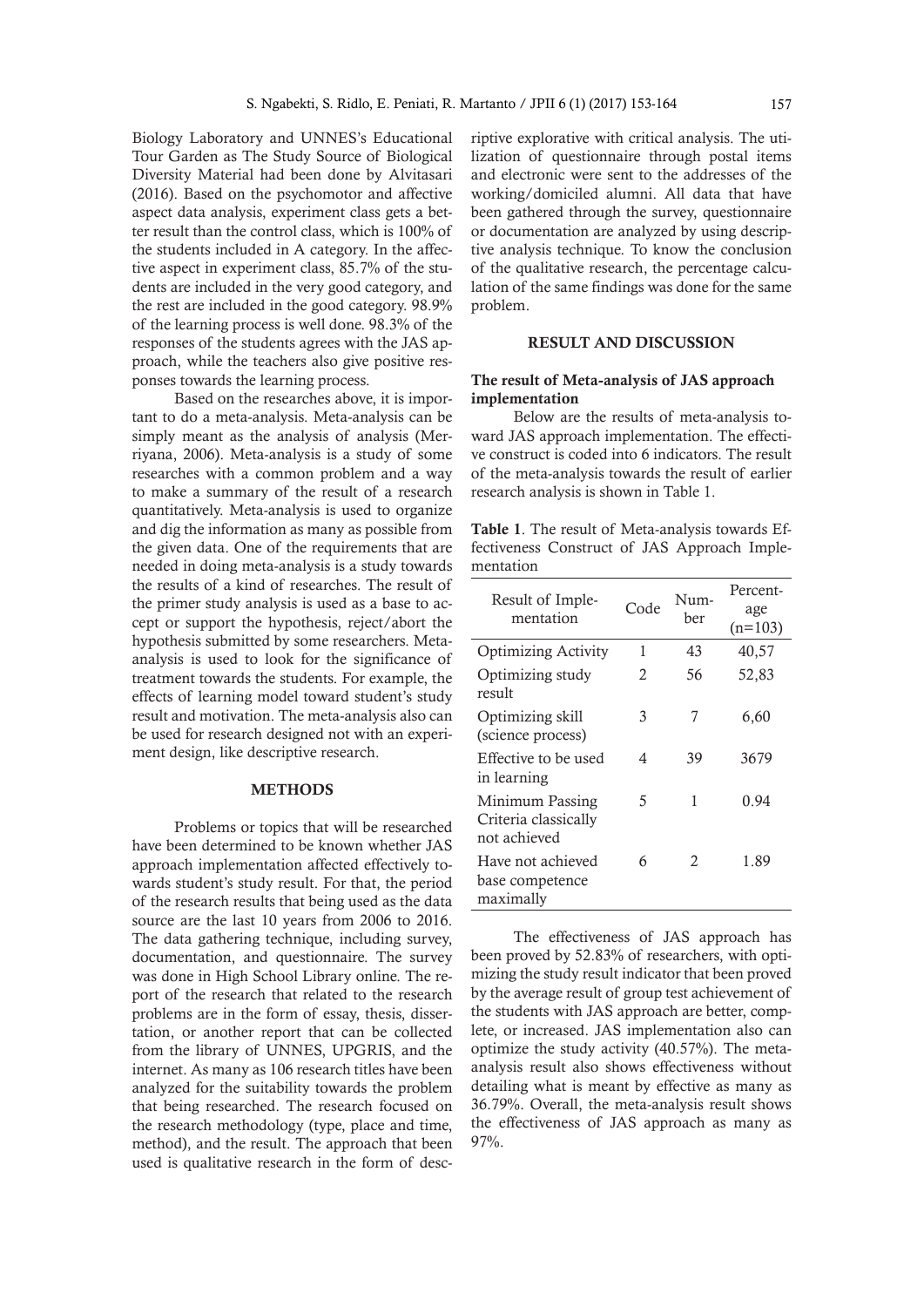Biology Laboratory and UNNES's Educational Tour Garden as The Study Source of Biological Diversity Material had been done by Alvitasari (2016). Based on the psychomotor and affective aspect data analysis, experiment class gets a better result than the control class, which is 100% of the students included in A category. In the affective aspect in experiment class, 85.7% of the students are included in the very good category, and the rest are included in the good category. 98.9% of the learning process is well done. 98.3% of the responses of the students agrees with the JAS approach, while the teachers also give positive responses towards the learning process.

Based on the researches above, it is important to do a meta-analysis. Meta-analysis can be simply meant as the analysis of analysis (Merriyana, 2006). Meta-analysis is a study of some researches with a common problem and a way to make a summary of the result of a research quantitatively. Meta-analysis is used to organize and dig the information as many as possible from the given data. One of the requirements that are needed in doing meta-analysis is a study towards the results of a kind of researches. The result of the primer study analysis is used as a base to accept or support the hypothesis, reject/abort the hypothesis submitted by some researchers. Meta-analysis is used to look for the significance of treatment towards the students. For example, the effects of learning model toward student's study result and motivation. The meta-analysis also can be used for research designed not with an experiment design, like descriptive research.

## METHODS

Problems or topics that will be researched have been determined to be known whether JAS approach implementation affected effectively towards student's study result. For that, the period of the research results that being used as the data source are the last 10 years from 2006 to 2016. The data gathering technique, including survey, documentation, and questionnaire. The survey was done in High School Library online. The report of the research that related to the research problems are in the form of essay, thesis, dissertation, or another report that can be collected from the library of UNNES, UPGRIS, and the internet. As many as 106 research titles have been analyzed for the suitability towards the problem that being researched. The research focused on the research methodology (type, place and time, method), and the result. The approach that been used is qualitative research in the form of descriptive explorative with critical analysis. The utilization of questionnaire through postal items and electronic were sent to the addresses of the working/domiciled alumni. All data that have been gathered through the survey, questionnaire or documentation are analyzed by using descriptive analysis technique. To know the conclusion of the qualitative research, the percentage calculation of the same findings was done for the same problem.

## RESULT AND DISCUSSION

### The result of Meta-analysis of JAS approach implementation

Below are the results of meta-analysis toward JAS approach implementation. The effective construct is coded into 6 indicators. The result of the meta-analysis towards the result of earlier research analysis is shown in Table 1.

**Table 1**. The result of Meta-analysis towards Effectiveness Construct of JAS Approach Implementation

| Result of Implementation | Code | Number | Percentage (n=103) |
|---|---|---|---|
| Optimizing Activity | 1 | 43 | 40,57 |
| Optimizing study result | 2 | 56 | 52,83 |
| Optimizing skill (science process) | 3 | 7 | 6,60 |
| Effective to be used in learning | 4 | 39 | 3679 |
| Minimum Passing Criteria classically not achieved | 5 | 1 | 0.94 |
| Have not achieved base competence maximally | 6 | 2 | 1.89 |

The effectiveness of JAS approach has been proved by 52.83% of researchers, with optimizing the study result indicator that been proved by the average result of group test achievement of the students with JAS approach are better, complete, or increased. JAS implementation also can optimize the study activity (40.57%). The meta-analysis result also shows effectiveness without detailing what is meant by effective as many as 36.79%. Overall, the meta-analysis result shows the effectiveness of JAS approach as many as 97%.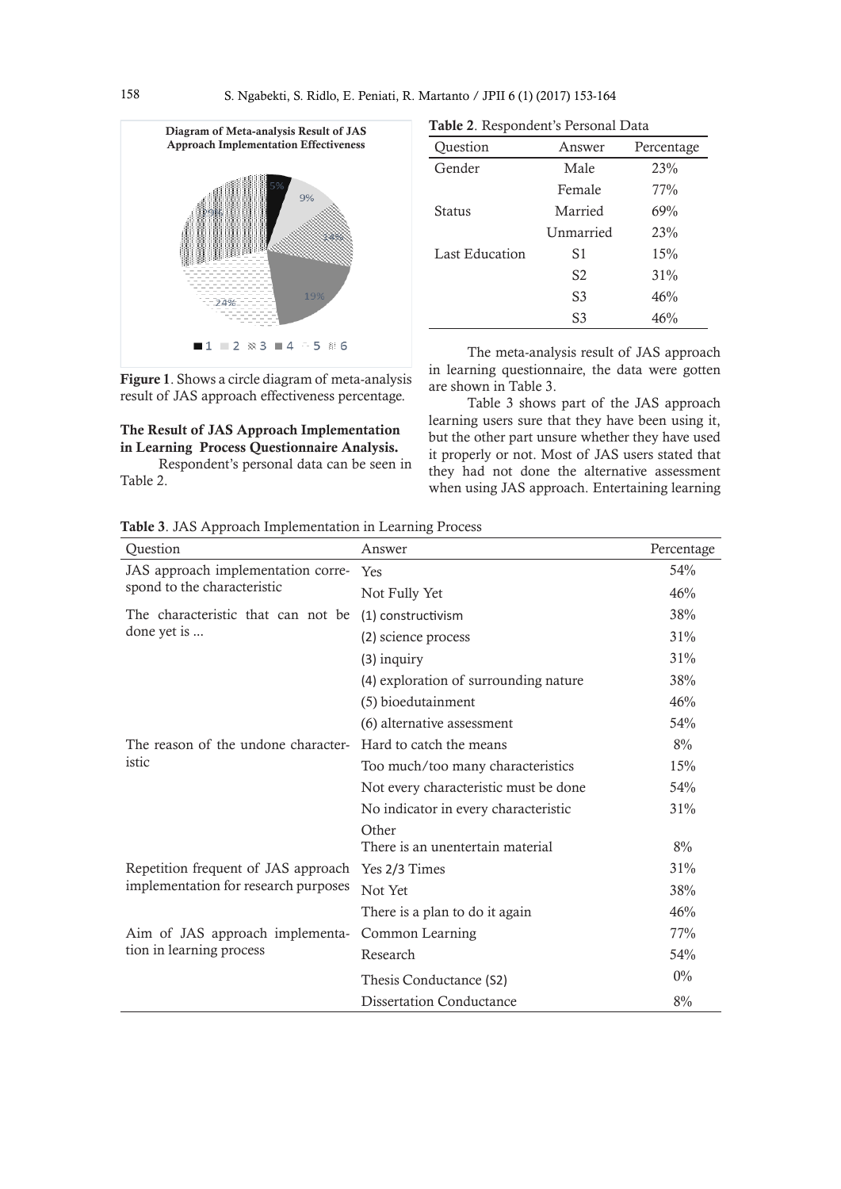Figure 1. Shows a circle diagram of meta-analysis result of JAS approach effectiveness percentage.

### The Result of JAS Approach Implementation in Learning Process Questionnaire Analysis.

Respondent's personal data can be seen in Table 2.

**Table 2**. Respondent's Personal Data

| Question | Answer | Percentage |
|---|---|---|
| Gender | Male | 23% |
| | Female | 77% |
| Status | Married | 69% |
| | Unmarried | 23% |
| Last Education | S1 | 15% |
| | S2 | 31% |
| | S3 | 46% |
| | S3 | 46% |

The meta-analysis result of JAS approach in learning questionnaire, the data were gotten are shown in Table 3.

Table 3 shows part of the JAS approach learning users sure that they have been using it, but the other part unsure whether they have used it properly or not. Most of JAS users stated that they had not done the alternative assessment when using JAS approach. Entertaining learning

**Table 3**. JAS Approach Implementation in Learning Process

| Question | Answer | Percentage |
|---|---|---|
| JAS approach implementation correspond to the characteristic | Yes | 54% |
| | Not Fully Yet | 46% |
| The characteristic that can not be done yet is ... | (1) constructivism | 38% |
| | (2) science process | 31% |
| | (3) inquiry | 31% |
| | (4) exploration of surrounding nature | 38% |
| | (5) bioedutainment | 46% |
| | (6) alternative assessment | 54% |
| The reason of the undone characteristic | Hard to catch the means | 8% |
| | Too much/too many characteristics | 15% |
| | Not every characteristic must be done | 54% |
| | No indicator in every characteristic | 31% |
| | Other<br>There is an unentertain material | 8% |
| Repetition frequent of JAS approach implementation for research purposes | Yes 2/3 Times | 31% |
| | Not Yet | 38% |
| | There is a plan to do it again | 46% |
| Aim of JAS approach implementation in learning process | Common Learning | 77% |
| | Research | 54% |
| | Thesis Conductance (S2) | 0% |
| | Dissertation Conductance | 8% |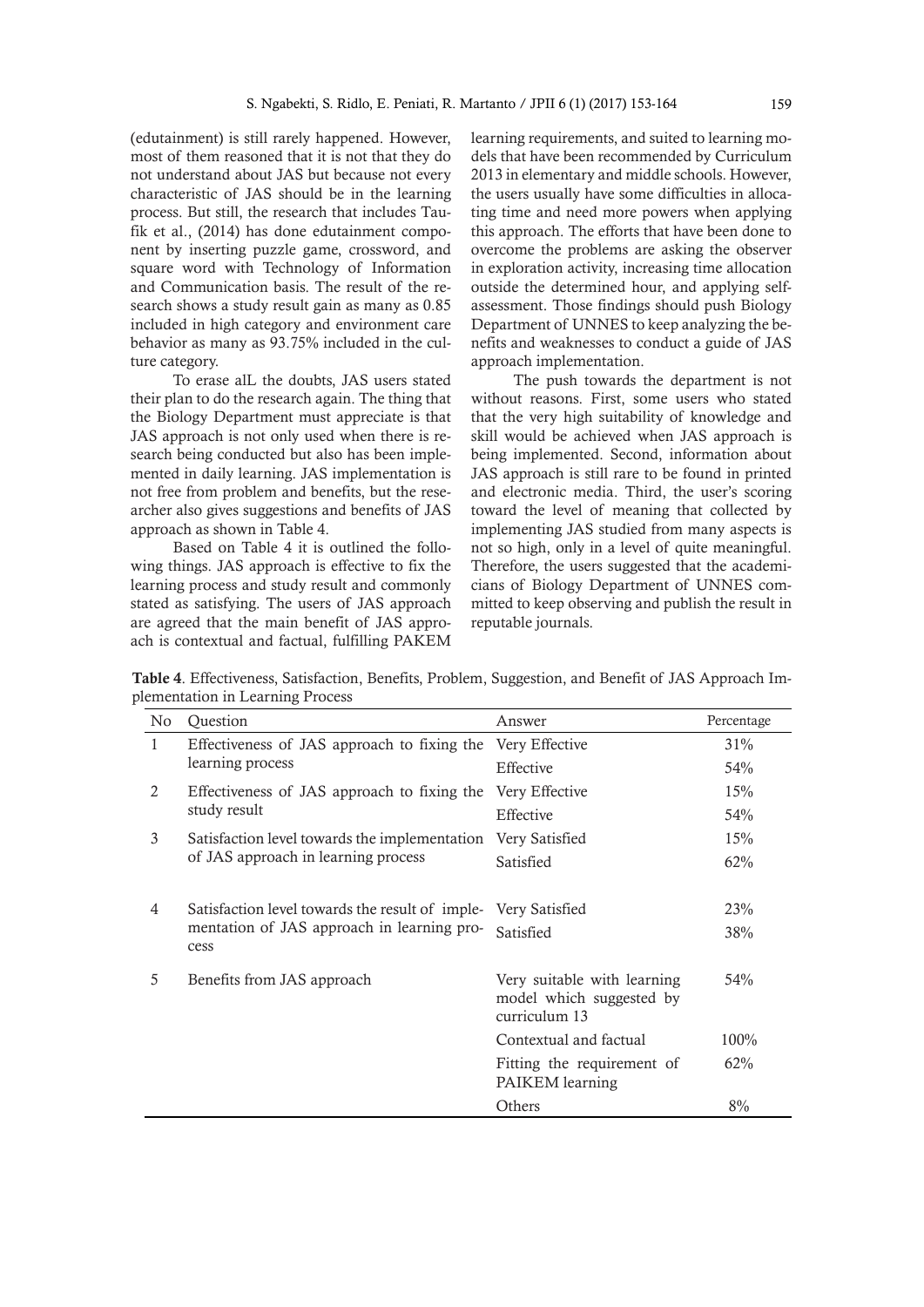(edutainment) is still rarely happened. However, most of them reasoned that it is not that they do not understand about JAS but because not every characteristic of JAS should be in the learning process. But still, the research that includes Taufik et al., (2014) has done edutainment component by inserting puzzle game, crossword, and square word with Technology of Information and Communication basis. The result of the research shows a study result gain as many as 0.85 included in high category and environment care behavior as many as 93.75% included in the culture category.

To erase alL the doubts, JAS users stated their plan to do the research again. The thing that the Biology Department must appreciate is that JAS approach is not only used when there is research being conducted but also has been implemented in daily learning. JAS implementation is not free from problem and benefits, but the researcher also gives suggestions and benefits of JAS approach as shown in Table 4.

Based on Table 4 it is outlined the following things. JAS approach is effective to fix the learning process and study result and commonly stated as satisfying. The users of JAS approach are agreed that the main benefit of JAS approach is contextual and factual, fulfilling PAKEM learning requirements, and suited to learning models that have been recommended by Curriculum 2013 in elementary and middle schools. However, the users usually have some difficulties in allocating time and need more powers when applying this approach. The efforts that have been done to overcome the problems are asking the observer in exploration activity, increasing time allocation outside the determined hour, and applying self-assessment. Those findings should push Biology Department of UNNES to keep analyzing the benefits and weaknesses to conduct a guide of JAS approach implementation.

The push towards the department is not without reasons. First, some users who stated that the very high suitability of knowledge and skill would be achieved when JAS approach is being implemented. Second, information about JAS approach is still rare to be found in printed and electronic media. Third, the user's scoring toward the level of meaning that collected by implementing JAS studied from many aspects is not so high, only in a level of quite meaningful. Therefore, the users suggested that the academicians of Biology Department of UNNES committed to keep observing and publish the result in reputable journals.

**Table 4**. Effectiveness, Satisfaction, Benefits, Problem, Suggestion, and Benefit of JAS Approach Implementation in Learning Process

| No | Question | Answer | Percentage |
|---|---|---|---|
| 1 | Effectiveness of JAS approach to fixing the learning process | Very Effective | 31% |
| | | Effective | 54% |
| 2 | Effectiveness of JAS approach to fixing the study result | Very Effective | 15% |
| | | Effective | 54% |
| 3 | Satisfaction level towards the implementation of JAS approach in learning process | Very Satisfied | 15% |
| | | Satisfied | 62% |
| 4 | Satisfaction level towards the result of implementation of JAS approach in learning process | Very Satisfied | 23% |
| | | Satisfied | 38% |
| 5 | Benefits from JAS approach | Very suitable with learning model which suggested by curriculum 13 | 54% |
| | | Contextual and factual | 100% |
| | | Fitting the requirement of PAIKEM learning | 62% |
| | | Others | 8% |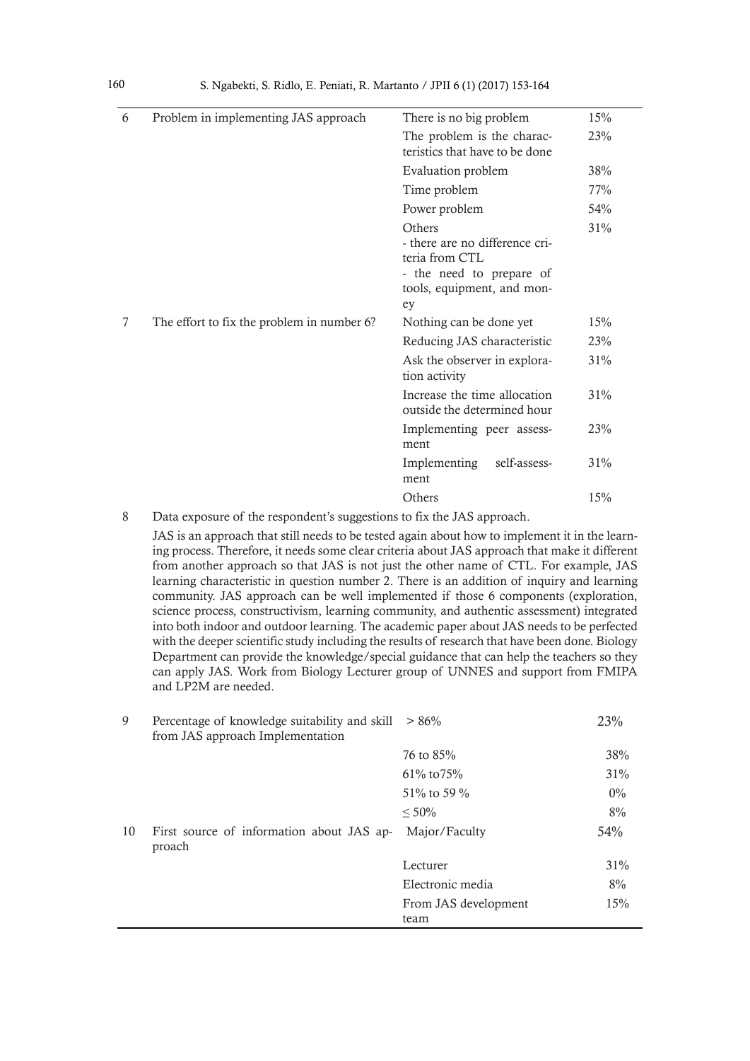| | | | |
|---|---|---|---|
| 6 | Problem in implementing JAS approach | There is no big problem | 15% |
| | | The problem is the characteristics that have to be done | 23% |
| | | Evaluation problem | 38% |
| | | Time problem | 77% |
| | | Power problem | 54% |
| | | Others<br>- there are no difference criteria from CTL<br>- the need to prepare of tools, equipment, and money | 31% |
| 7 | The effort to fix the problem in number 6? | Nothing can be done yet | 15% |
| | | Reducing JAS characteristic | 23% |
| | | Ask the observer in exploration activity | 31% |
| | | Increase the time allocation outside the determined hour | 31% |
| | | Implementing peer assessment | 23% |
| | | Implementing self-assessment | 31% |
| | | Others | 15% |
| 8 | Data exposure of the respondent's suggestions to fix the JAS approach.<br>JAS is an approach that still needs to be tested again about how to implement it in the learning process. Therefore, it needs some clear criteria about JAS approach that make it different from another approach so that JAS is not just the other name of CTL. For example, JAS learning characteristic in question number 2. There is an addition of inquiry and learning community. JAS approach can be well implemented if those 6 components (exploration, science process, constructivism, learning community, and authentic assessment) integrated into both indoor and outdoor learning. The academic paper about JAS needs to be perfected with the deeper scientific study including the results of research that have been done. Biology Department can provide the knowledge/special guidance that can help the teachers so they can apply JAS. Work from Biology Lecturer group of UNNES and support from FMIPA and LP2M are needed. | | |
| 9 | Percentage of knowledge suitability and skill from JAS approach Implementation | > 86% | 23% |
| | | 76 to 85% | 38% |
| | | 61% to75% | 31% |
| | | 51% to 59 % | 0% |
| | | ≤ 50% | 8% |
| 10 | First source of information about JAS approach | Major/Faculty | 54% |
| | | Lecturer | 31% |
| | | Electronic media | 8% |
| | | From JAS development team | 15% |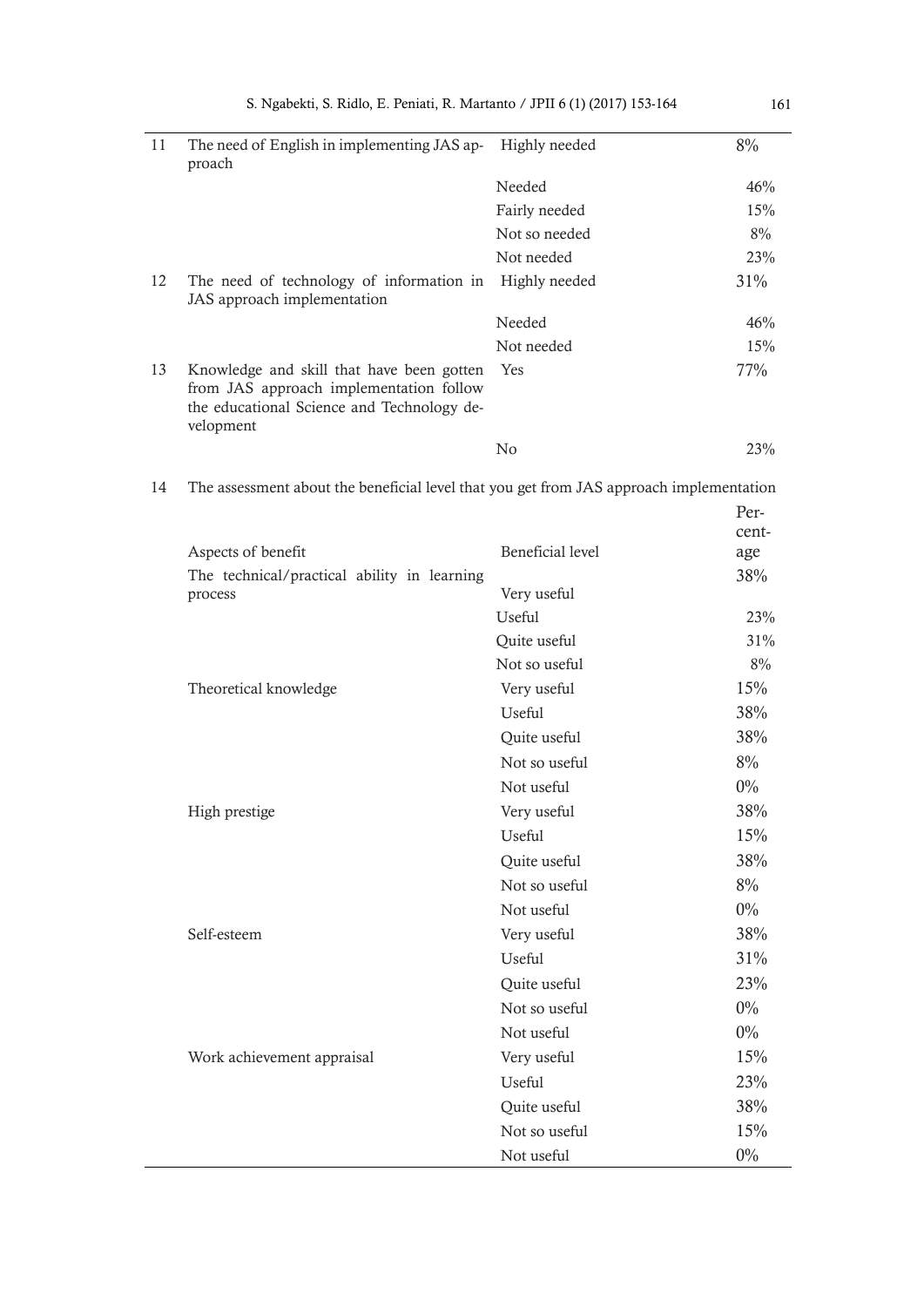| | | | |
|---|---|---|---|
| 11 | The need of English in implementing JAS approach | Highly needed | 8% |
| | | Needed | 46% |
| | | Fairly needed | 15% |
| | | Not so needed | 8% |
| | | Not needed | 23% |
| 12 | The need of technology of information in JAS approach implementation | Highly needed | 31% |
| | | Needed | 46% |
| | | Not needed | 15% |
| 13 | Knowledge and skill that have been gotten from JAS approach implementation follow the educational Science and Technology development | Yes | 77% |
| | | No | 23% |
| 14 | The assessment about the beneficial level that you get from JAS approach implementation | | |
| | Aspects of benefit | Beneficial level | Percentage |
| | The technical/practical ability in learning process | Very useful | 38% |
| | | Useful | 23% |
| | | Quite useful | 31% |
| | | Not so useful | 8% |
| | Theoretical knowledge | Very useful | 15% |
| | | Useful | 38% |
| | | Quite useful | 38% |
| | | Not so useful | 8% |
| | | Not useful | 0% |
| | High prestige | Very useful | 38% |
| | | Useful | 15% |
| | | Quite useful | 38% |
| | | Not so useful | 8% |
| | | Not useful | 0% |
| | Self-esteem | Very useful | 38% |
| | | Useful | 31% |
| | | Quite useful | 23% |
| | | Not so useful | 0% |
| | | Not useful | 0% |
| | Work achievement appraisal | Very useful | 15% |
| | | Useful | 23% |
| | | Quite useful | 38% |
| | | Not so useful | 15% |
| | | Not useful | 0% |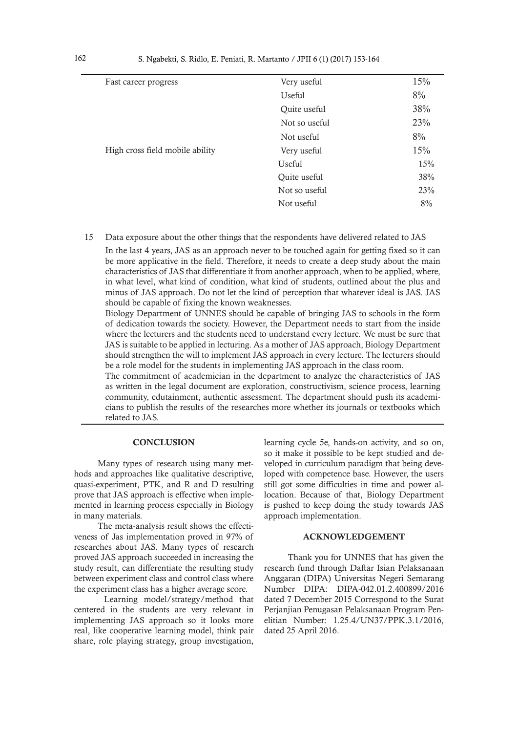| | | |
|---|---|---|
| Fast career progress | Very useful | 15% |
| | Useful | 8% |
| | Quite useful | 38% |
| | Not so useful | 23% |
| | Not useful | 8% |
| High cross field mobile ability | Very useful | 15% |
| | Useful | 15% |
| | Quite useful | 38% |
| | Not so useful | 23% |
| | Not useful | 8% |
| 15 | Data exposure about the other things that the respondents have delivered related to JAS<br>In the last 4 years, JAS as an approach never to be touched again for getting fixed so it can be more applicative in the field. Therefore, it needs to create a deep study about the main characteristics of JAS that differentiate it from another approach, when to be applied, where, in what level, what kind of condition, what kind of students, outlined about the plus and minus of JAS approach. Do not let the kind of perception that whatever ideal is JAS. JAS should be capable of fixing the known weaknesses.<br>Biology Department of UNNES should be capable of bringing JAS to schools in the form of dedication towards the society. However, the Department needs to start from the inside where the lecturers and the students need to understand every lecture. We must be sure that JAS is suitable to be applied in lecturing. As a mother of JAS approach, Biology Department should strengthen the will to implement JAS approach in every lecture. The lecturers should be a role model for the students in implementing JAS approach in the class room.<br>The commitment of academician in the department to analyze the characteristics of JAS as written in the legal document are exploration, constructivism, science process, learning community, edutainment, authentic assessment. The department should push its academicians to publish the results of the researches more whether its journals or textbooks which related to JAS. | |

## CONCLUSION

Many types of research using many methods and approaches like qualitative descriptive, quasi-experiment, PTK, and R and D resulting prove that JAS approach is effective when implemented in learning process especially in Biology in many materials.

The meta-analysis result shows the effectiveness of Jas implementation proved in 97% of researches about JAS. Many types of research proved JAS approach succeeded in increasing the study result, can differentiate the resulting study between experiment class and control class where the experiment class has a higher average score.

Learning model/strategy/method that centered in the students are very relevant in implementing JAS approach so it looks more real, like cooperative learning model, think pair share, role playing strategy, group investigation, learning cycle 5e, hands-on activity, and so on, so it make it possible to be kept studied and developed in curriculum paradigm that being developed with competence base. However, the users still got some difficulties in time and power allocation. Because of that, Biology Department is pushed to keep doing the study towards JAS approach implementation.

## ACKNOWLEDGEMENT

Thank you for UNNES that has given the research fund through Daftar Isian Pelaksanaan Anggaran (DIPA) Universitas Negeri Semarang Number DIPA: DIPA-042.01.2.400899/2016 dated 7 December 2015 Correspond to the Surat Perjanjian Penugasan Pelaksanaan Program Penelitian Number: 1.25.4/UN37/PPK.3.1/2016, dated 25 April 2016.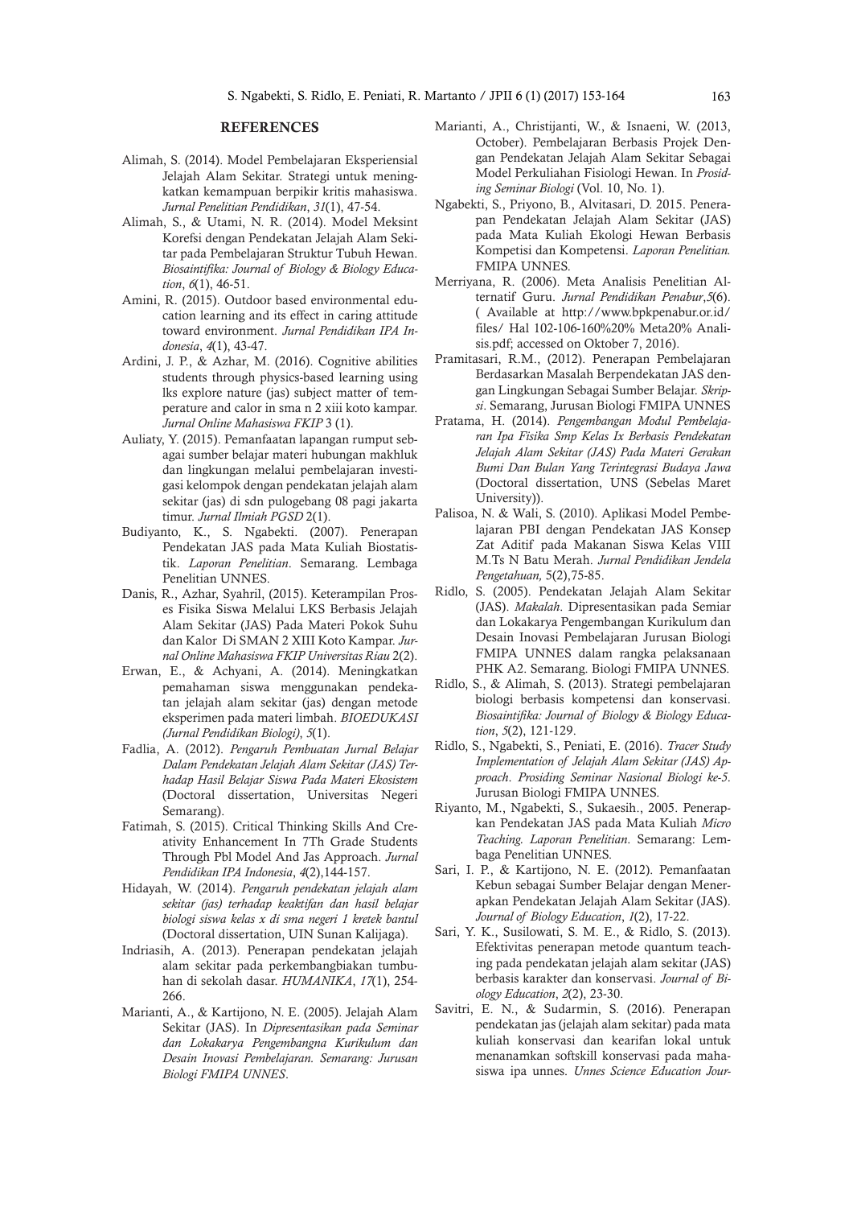## REFERENCES

Alimah, S. (2014). Model Pembelajaran Eksperiensial Jelajah Alam Sekitar. Strategi untuk meningkatkan kemampuan berpikir kritis mahasiswa. *Jurnal Penelitian Pendidikan*, *31*(1), 47-54.

Alimah, S., & Utami, N. R. (2014). Model Meksint Korefsi dengan Pendekatan Jelajah Alam Sekitar pada Pembelajaran Struktur Tubuh Hewan. *Biosaintifika: Journal of Biology & Biology Education*, *6*(1), 46-51.

Amini, R. (2015). Outdoor based environmental education learning and its effect in caring attitude toward environment. *Jurnal Pendidikan IPA Indonesia*, *4*(1), 43-47.

Ardini, J. P., & Azhar, M. (2016). Cognitive abilities students through physics-based learning using lks explore nature (jas) subject matter of temperature and calor in sma n 2 xiii koto kampar. *Jurnal Online Mahasiswa FKIP* 3 (1).

Auliaty, Y. (2015). Pemanfaatan lapangan rumput sebagai sumber belajar materi hubungan makhluk dan lingkungan melalui pembelajaran investigasi kelompok dengan pendekatan jelajah alam sekitar (jas) di sdn pulogebang 08 pagi jakarta timur. *Jurnal Ilmiah PGSD* 2(1).

Budiyanto, K., S. Ngabekti. (2007). Penerapan Pendekatan JAS pada Mata Kuliah Biostatistik. *Laporan Penelitian*. Semarang. Lembaga Penelitian UNNES.

Danis, R., Azhar, Syahril, (2015). Keterampilan Proses Fisika Siswa Melalui LKS Berbasis Jelajah Alam Sekitar (JAS) Pada Materi Pokok Suhu dan Kalor Di SMAN 2 XIII Koto Kampar. *Jurnal Online Mahasiswa FKIP Universitas Riau* 2(2).

Erwan, E., & Achyani, A. (2014). Meningkatkan pemahaman siswa menggunakan pendekatan jelajah alam sekitar (jas) dengan metode eksperimen pada materi limbah. *BIOEDUKASI (Jurnal Pendidikan Biologi)*, *5*(1).

Fadlia, A. (2012). *Pengaruh Pembuatan Jurnal Belajar Dalam Pendekatan Jelajah Alam Sekitar (JAS) Terhadap Hasil Belajar Siswa Pada Materi Ekosistem* (Doctoral dissertation, Universitas Negeri Semarang).

Fatimah, S. (2015). Critical Thinking Skills And Creativity Enhancement In 7Th Grade Students Through Pbl Model And Jas Approach. *Jurnal Pendidikan IPA Indonesia*, *4*(2),144-157.

Hidayah, W. (2014). *Pengaruh pendekatan jelajah alam sekitar (jas) terhadap keaktifan dan hasil belajar biologi siswa kelas x di sma negeri 1 kretek bantul* (Doctoral dissertation, UIN Sunan Kalijaga).

Indriasih, A. (2013). Penerapan pendekatan jelajah alam sekitar pada perkembangbiakan tumbuhan di sekolah dasar. *HUMANIKA*, *17*(1), 254-266.

Marianti, A., & Kartijono, N. E. (2005). Jelajah Alam Sekitar (JAS). In *Dipresentasikan pada Seminar dan Lokakarya Pengembangna Kurikulum dan Desain Inovasi Pembelajaran. Semarang: Jurusan Biologi FMIPA UNNES*.

Marianti, A., Christijanti, W., & Isnaeni, W. (2013, October). Pembelajaran Berbasis Projek Dengan Pendekatan Jelajah Alam Sekitar Sebagai Model Perkuliahan Fisiologi Hewan. In *Prosiding Seminar Biologi* (Vol. 10, No. 1).

Ngabekti, S., Priyono, B., Alvitasari, D. 2015. Penerapan Pendekatan Jelajah Alam Sekitar (JAS) pada Mata Kuliah Ekologi Hewan Berbasis Kompetisi dan Kompetensi. *Laporan Penelitian.* FMIPA UNNES.

Merriyana, R. (2006). Meta Analisis Penelitian Alternatif Guru. *Jurnal Pendidikan Penabur*,*5*(6). ( Available at http://www.bpkpenabur.or.id/ files/ Hal 102-106-160%20% Meta20% Analisis.pdf; accessed on Oktober 7, 2016).

Pramitasari, R.M., (2012). Penerapan Pembelajaran Berdasarkan Masalah Berpendekatan JAS dengan Lingkungan Sebagai Sumber Belajar. *Skripsi*. Semarang, Jurusan Biologi FMIPA UNNES

Pratama, H. (2014). *Pengembangan Modul Pembelajaran Ipa Fisika Smp Kelas Ix Berbasis Pendekatan Jelajah Alam Sekitar (JAS) Pada Materi Gerakan Bumi Dan Bulan Yang Terintegrasi Budaya Jawa* (Doctoral dissertation, UNS (Sebelas Maret University)).

Palisoa, N. & Wali, S. (2010). Aplikasi Model Pembelajaran PBI dengan Pendekatan JAS Konsep Zat Aditif pada Makanan Siswa Kelas VIII M.Ts N Batu Merah. *Jurnal Pendidikan Jendela Pengetahuan,* 5(2),75-85.

Ridlo, S. (2005). Pendekatan Jelajah Alam Sekitar (JAS). *Makalah*. Dipresentasikan pada Semiar dan Lokakarya Pengembangan Kurikulum dan Desain Inovasi Pembelajaran Jurusan Biologi FMIPA UNNES dalam rangka pelaksanaan PHK A2. Semarang. Biologi FMIPA UNNES.

Ridlo, S., & Alimah, S. (2013). Strategi pembelajaran biologi berbasis kompetensi dan konservasi. *Biosaintifika: Journal of Biology & Biology Education*, *5*(2), 121-129.

Ridlo, S., Ngabekti, S., Peniati, E. (2016). *Tracer Study Implementation of Jelajah Alam Sekitar (JAS) Approach*. *Prosiding Seminar Nasional Biologi ke-5*. Jurusan Biologi FMIPA UNNES.

Riyanto, M., Ngabekti, S., Sukaesih., 2005. Penerapkan Pendekatan JAS pada Mata Kuliah *Micro Teaching. Laporan Penelitian*. Semarang: Lembaga Penelitian UNNES.

Sari, I. P., & Kartijono, N. E. (2012). Pemanfaatan Kebun sebagai Sumber Belajar dengan Menerapkan Pendekatan Jelajah Alam Sekitar (JAS). *Journal of Biology Education*, *1*(2), 17-22.

Sari, Y. K., Susilowati, S. M. E., & Ridlo, S. (2013). Efektivitas penerapan metode quantum teaching pada pendekatan jelajah alam sekitar (JAS) berbasis karakter dan konservasi. *Journal of Biology Education*, *2*(2), 23-30.

Savitri, E. N., & Sudarmin, S. (2016). Penerapan pendekatan jas (jelajah alam sekitar) pada mata kuliah konservasi dan kearifan lokal untuk menanamkan softskill konservasi pada mahasiswa ipa unnes. *Unnes Science Education Jour-*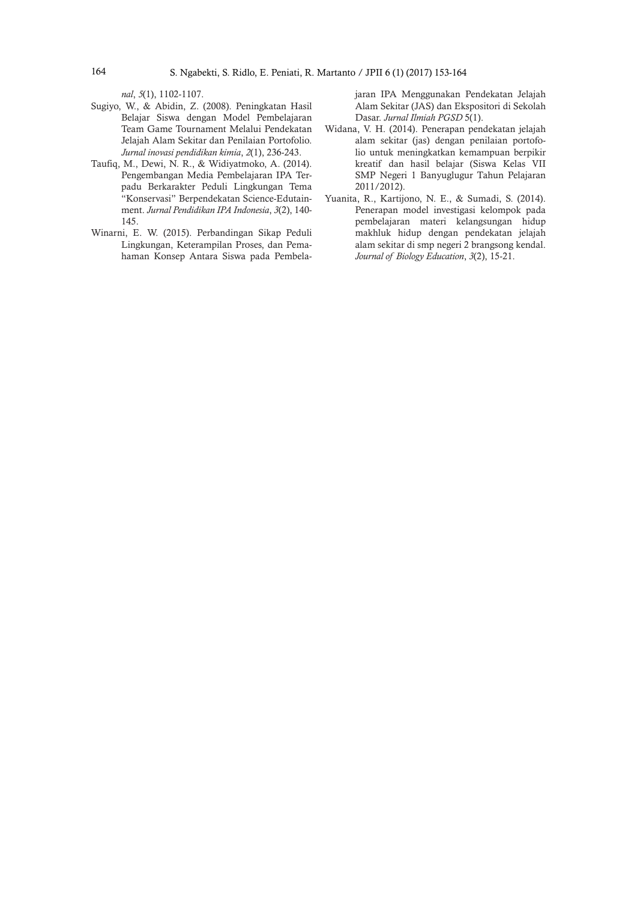*nal*, *5*(1), 1102-1107.

Sugiyo, W., & Abidin, Z. (2008). Peningkatan Hasil Belajar Siswa dengan Model Pembelajaran Team Game Tournament Melalui Pendekatan Jelajah Alam Sekitar dan Penilaian Portofolio. *Jurnal inovasi pendidikan kimia*, *2*(1), 236-243.

Taufiq, M., Dewi, N. R., & Widiyatmoko, A. (2014). Pengembangan Media Pembelajaran IPA Terpadu Berkarakter Peduli Lingkungan Tema "Konservasi" Berpendekatan Science-Edutainment. *Jurnal Pendidikan IPA Indonesia*, *3*(2), 140-145.

Winarni, E. W. (2015). Perbandingan Sikap Peduli Lingkungan, Keterampilan Proses, dan Pemahaman Konsep Antara Siswa pada Pembelajaran IPA Menggunakan Pendekatan Jelajah Alam Sekitar (JAS) dan Ekspositori di Sekolah Dasar. *Jurnal Ilmiah PGSD* 5(1).

Widana, V. H. (2014). Penerapan pendekatan jelajah alam sekitar (jas) dengan penilaian portofolio untuk meningkatkan kemampuan berpikir kreatif dan hasil belajar (Siswa Kelas VII SMP Negeri 1 Banyuglugur Tahun Pelajaran 2011/2012).

Yuanita, R., Kartijono, N. E., & Sumadi, S. (2014). Penerapan model investigasi kelompok pada pembelajaran materi kelangsungan hidup makhluk hidup dengan pendekatan jelajah alam sekitar di smp negeri 2 brangsong kendal. *Journal of Biology Education*, *3*(2), 15-21.